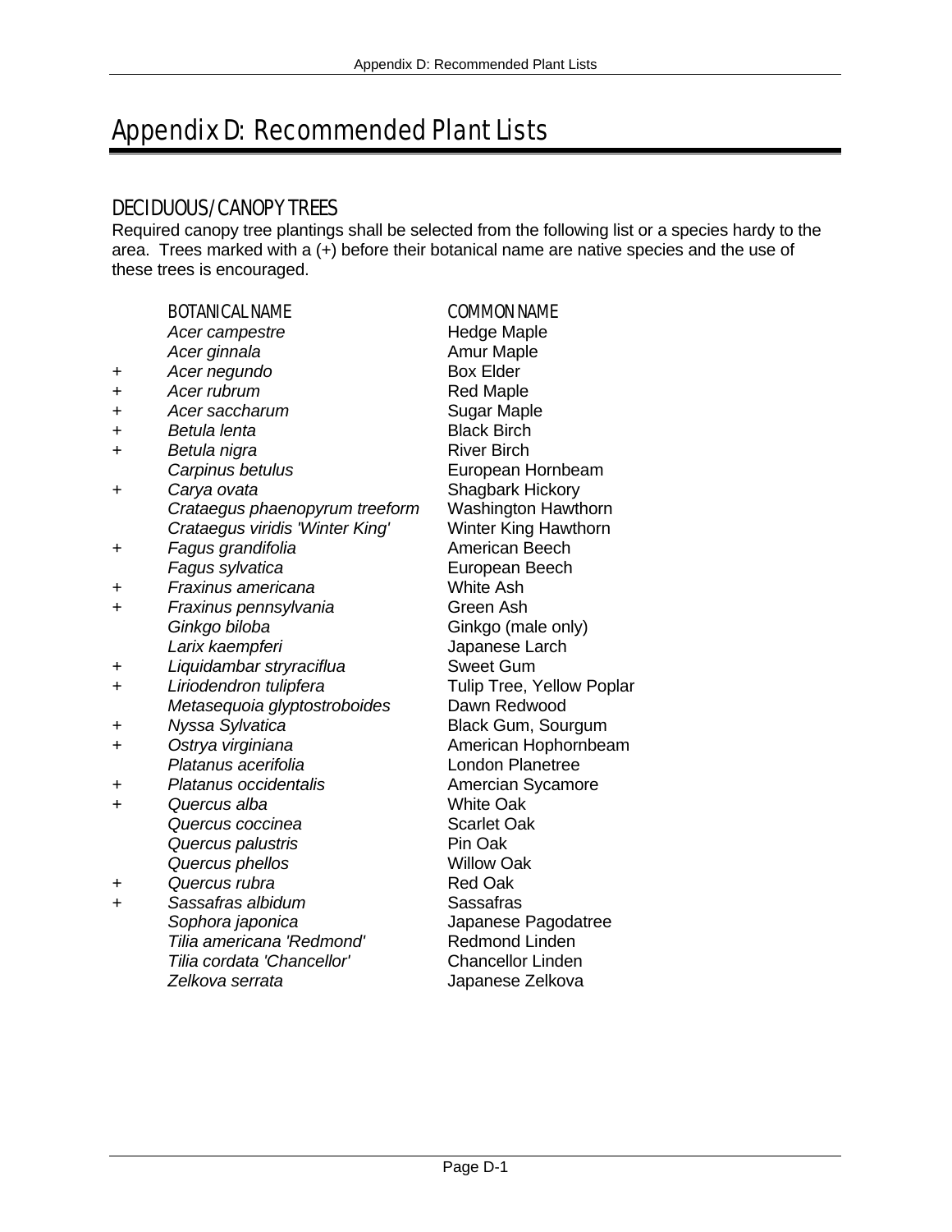# Appendix D: Recommended Plant Lists

## DECIDUOUS/CANOPY TREES

Required canopy tree plantings shall be selected from the following list or a species hardy to the area. Trees marked with a (+) before their botanical name are native species and the use of these trees is encouraged.

| | BOTANICAL NAME | COMMON NAME |
|---|---|---|
| | *Acer campestre* | Hedge Maple |
| | *Acer ginnala* | Amur Maple |
| + | *Acer negundo* | Box Elder |
| + | *Acer rubrum* | Red Maple |
| + | *Acer saccharum* | Sugar Maple |
| + | *Betula lenta* | Black Birch |
| + | *Betula nigra* | River Birch |
| | *Carpinus betulus* | European Hornbeam |
| + | *Carya ovata* | Shagbark Hickory |
| | *Crataegus phaenopyrum treeform* | Washington Hawthorn |
| | *Crataegus viridis 'Winter King'* | Winter King Hawthorn |
| + | *Fagus grandifolia* | American Beech |
| | *Fagus sylvatica* | European Beech |
| + | *Fraxinus americana* | White Ash |
| + | *Fraxinus pennsylvania* | Green Ash |
| | *Ginkgo biloba* | Ginkgo (male only) |
| | *Larix kaempferi* | Japanese Larch |
| + | *Liquidambar stryraciflua* | Sweet Gum |
| + | *Liriodendron tulipfera* | Tulip Tree, Yellow Poplar |
| | *Metasequoia glyptostroboides* | Dawn Redwood |
| + | *Nyssa Sylvatica* | Black Gum, Sourgum |
| + | *Ostrya virginiana* | American Hophornbeam |
| | *Platanus acerifolia* | London Planetree |
| + | *Platanus occidentalis* | Amercian Sycamore |
| + | *Quercus alba* | White Oak |
| | *Quercus coccinea* | Scarlet Oak |
| | *Quercus palustris* | Pin Oak |
| | *Quercus phellos* | Willow Oak |
| + | *Quercus rubra* | Red Oak |
| + | *Sassafras albidum* | Sassafras |
| | *Sophora japonica* | Japanese Pagodatree |
| | *Tilia americana 'Redmond'* | Redmond Linden |
| | *Tilia cordata 'Chancellor'* | Chancellor Linden |
| | *Zelkova serrata* | Japanese Zelkova |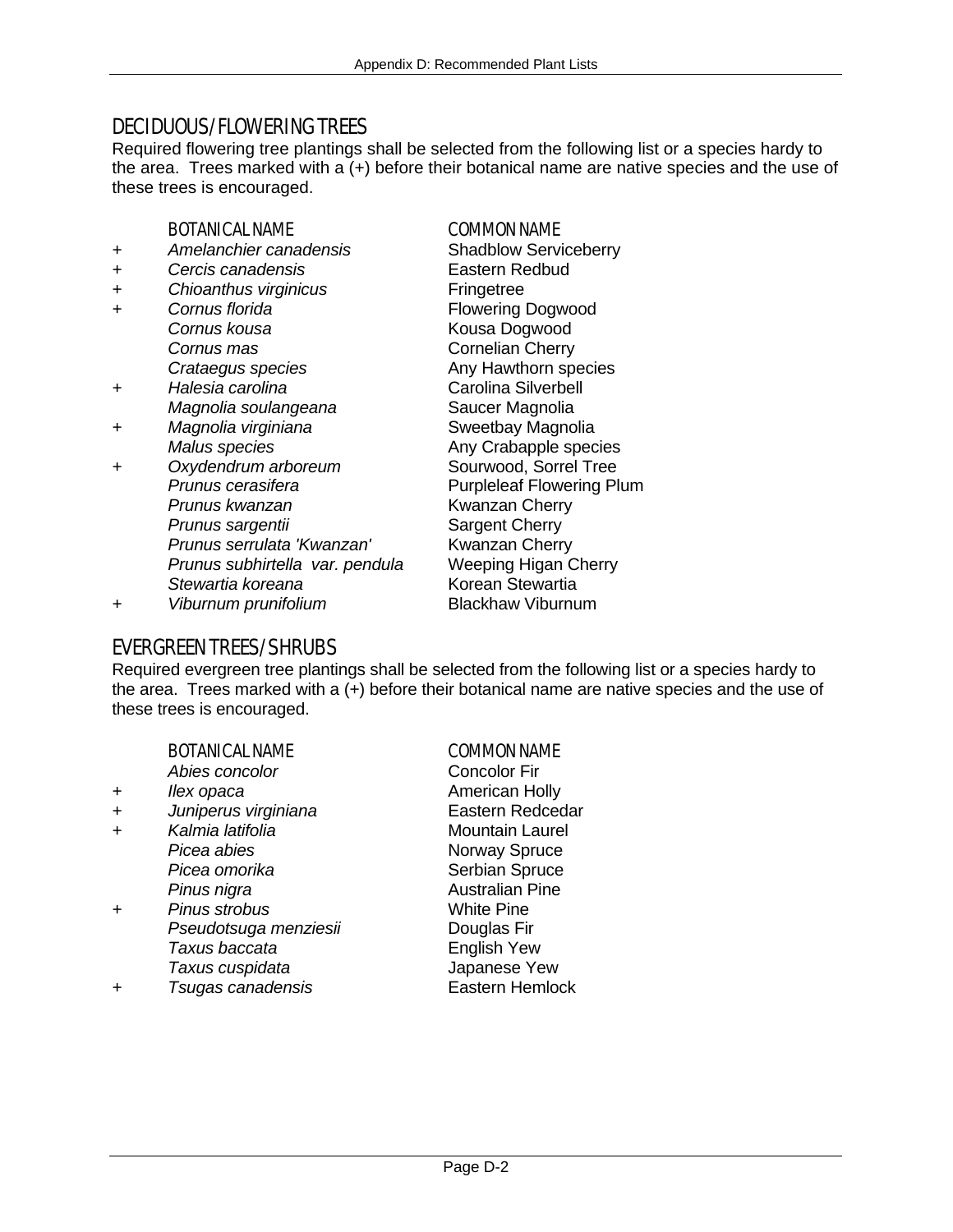## DECIDUOUS/FLOWERING TREES

Required flowering tree plantings shall be selected from the following list or a species hardy to the area. Trees marked with a (+) before their botanical name are native species and the use of these trees is encouraged.

| | BOTANICAL NAME | COMMON NAME |
|---|---|---|
| + | *Amelanchier canadensis* | Shadblow Serviceberry |
| + | *Cercis canadensis* | Eastern Redbud |
| + | *Chioanthus virginicus* | Fringetree |
| + | *Cornus florida* | Flowering Dogwood |
| | *Cornus kousa* | Kousa Dogwood |
| | *Cornus mas* | Cornelian Cherry |
| | *Crataegus species* | Any Hawthorn species |
| + | *Halesia carolina* | Carolina Silverbell |
| | *Magnolia soulangeana* | Saucer Magnolia |
| + | *Magnolia virginiana* | Sweetbay Magnolia |
| | *Malus species* | Any Crabapple species |
| + | *Oxydendrum arboreum* | Sourwood, Sorrel Tree |
| | *Prunus cerasifera* | Purpleleaf Flowering Plum |
| | *Prunus kwanzan* | Kwanzan Cherry |
| | *Prunus sargentii* | Sargent Cherry |
| | *Prunus serrulata 'Kwanzan'* | Kwanzan Cherry |
| | *Prunus subhirtella var. pendula* | Weeping Higan Cherry |
| | *Stewartia koreana* | Korean Stewartia |
| + | *Viburnum prunifolium* | Blackhaw Viburnum |

## EVERGREEN TREES/SHRUBS

Required evergreen tree plantings shall be selected from the following list or a species hardy to the area. Trees marked with a (+) before their botanical name are native species and the use of these trees is encouraged.

| | BOTANICAL NAME | COMMON NAME |
|---|---|---|
| | *Abies concolor* | Concolor Fir |
| + | *Ilex opaca* | American Holly |
| + | *Juniperus virginiana* | Eastern Redcedar |
| + | *Kalmia latifolia* | Mountain Laurel |
| | *Picea abies* | Norway Spruce |
| | *Picea omorika* | Serbian Spruce |
| | *Pinus nigra* | Australian Pine |
| + | *Pinus strobus* | White Pine |
| | *Pseudotsuga menziesii* | Douglas Fir |
| | *Taxus baccata* | English Yew |
| | *Taxus cuspidata* | Japanese Yew |
| + | *Tsugas canadensis* | Eastern Hemlock |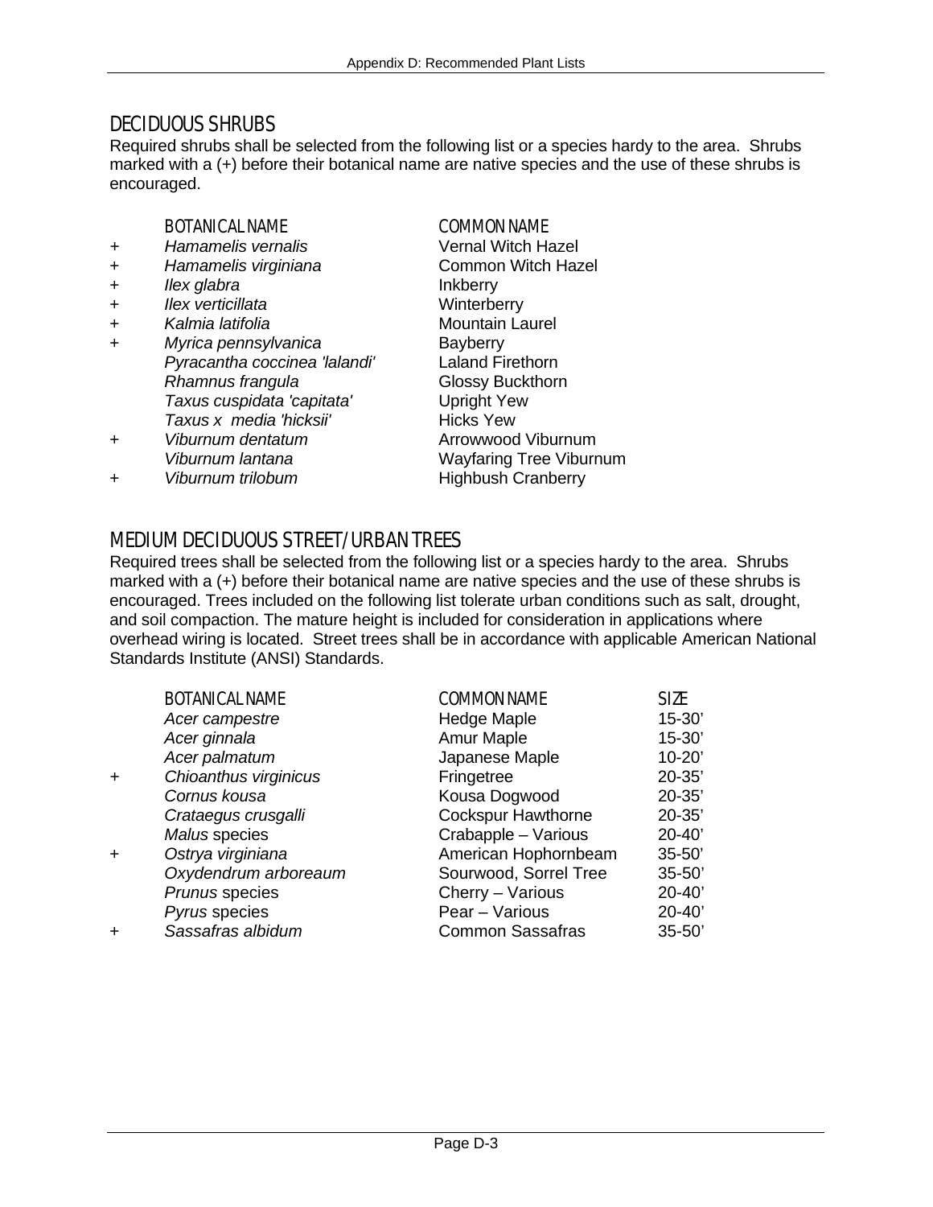## DECIDUOUS SHRUBS

Required shrubs shall be selected from the following list or a species hardy to the area. Shrubs marked with a (+) before their botanical name are native species and the use of these shrubs is encouraged.

| | BOTANICAL NAME | COMMON NAME |
|---|---|---|
| + | *Hamamelis vernalis* | Vernal Witch Hazel |
| + | *Hamamelis virginiana* | Common Witch Hazel |
| + | *Ilex glabra* | Inkberry |
| + | *Ilex verticillata* | Winterberry |
| + | *Kalmia latifolia* | Mountain Laurel |
| + | *Myrica pennsylvanica* | Bayberry |
| | *Pyracantha coccinea 'lalandi'* | Laland Firethorn |
| | *Rhamnus frangula* | Glossy Buckthorn |
| | *Taxus cuspidata 'capitata'* | Upright Yew |
| | *Taxus x media 'hicksii'* | Hicks Yew |
| + | *Viburnum dentatum* | Arrowwood Viburnum |
| | *Viburnum lantana* | Wayfaring Tree Viburnum |
| + | *Viburnum trilobum* | Highbush Cranberry |

## MEDIUM DECIDUOUS STREET/URBAN TREES

Required trees shall be selected from the following list or a species hardy to the area. Shrubs marked with a (+) before their botanical name are native species and the use of these shrubs is encouraged. Trees included on the following list tolerate urban conditions such as salt, drought, and soil compaction. The mature height is included for consideration in applications where overhead wiring is located. Street trees shall be in accordance with applicable American National Standards Institute (ANSI) Standards.

| | BOTANICAL NAME | COMMON NAME | SIZE |
|---|---|---|---|
| | *Acer campestre* | Hedge Maple | 15-30' |
| | *Acer ginnala* | Amur Maple | 15-30' |
| | *Acer palmatum* | Japanese Maple | 10-20' |
| + | *Chioanthus virginicus* | Fringetree | 20-35' |
| | *Cornus kousa* | Kousa Dogwood | 20-35' |
| | *Crataegus crusgalli* | Cockspur Hawthorne | 20-35' |
| | *Malus* species | Crabapple – Various | 20-40' |
| + | *Ostrya virginiana* | American Hophornbeam | 35-50' |
| | *Oxydendrum arboreaum* | Sourwood, Sorrel Tree | 35-50' |
| | *Prunus* species | Cherry – Various | 20-40' |
| | *Pyrus* species | Pear – Various | 20-40' |
| + | *Sassafras albidum* | Common Sassafras | 35-50' |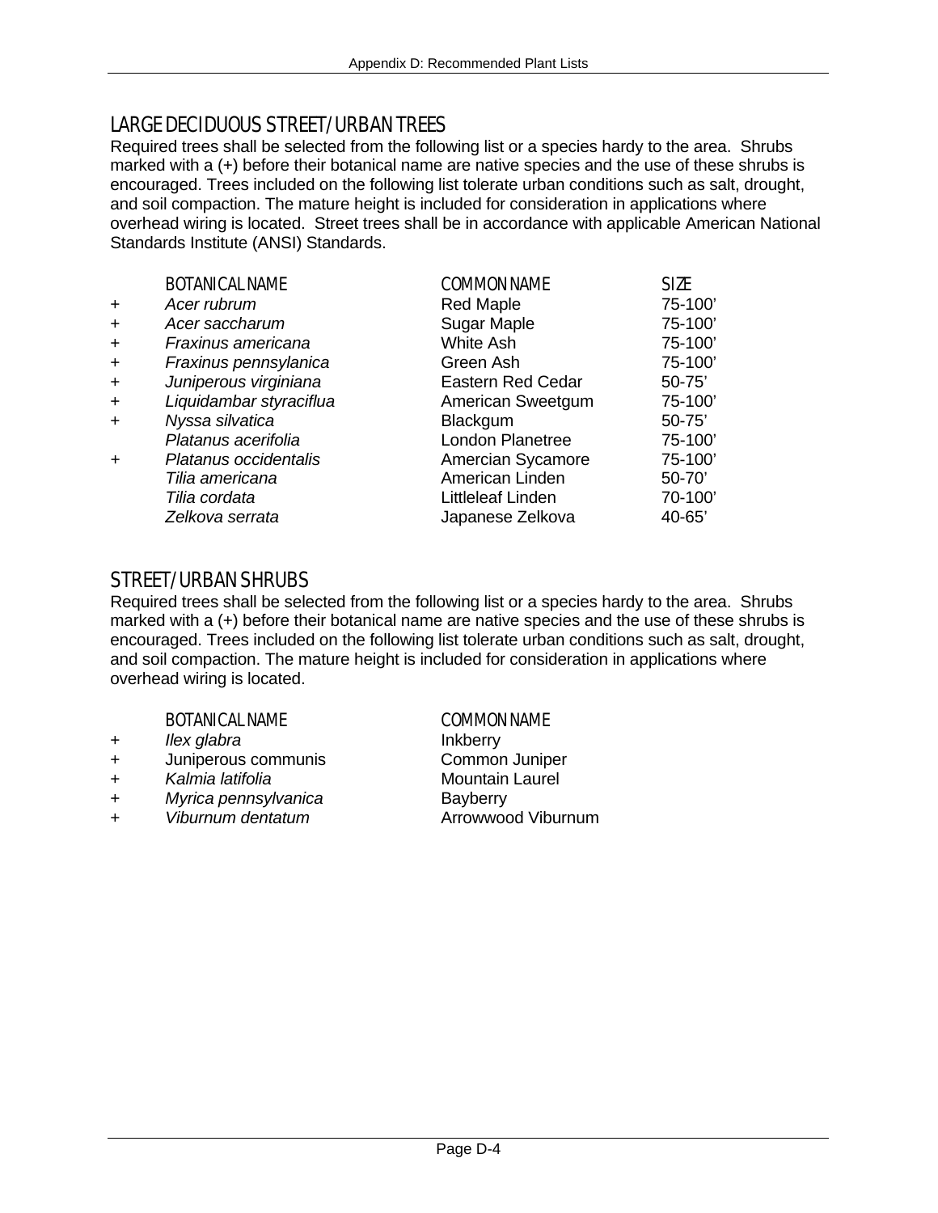## LARGE DECIDUOUS STREET/URBAN TREES

Required trees shall be selected from the following list or a species hardy to the area. Shrubs marked with a (+) before their botanical name are native species and the use of these shrubs is encouraged. Trees included on the following list tolerate urban conditions such as salt, drought, and soil compaction. The mature height is included for consideration in applications where overhead wiring is located. Street trees shall be in accordance with applicable American National Standards Institute (ANSI) Standards.

| | BOTANICAL NAME | COMMON NAME | SIZE |
|---|---|---|---|
| + | *Acer rubrum* | Red Maple | 75-100' |
| + | *Acer saccharum* | Sugar Maple | 75-100' |
| + | *Fraxinus americana* | White Ash | 75-100' |
| + | *Fraxinus pennsylanica* | Green Ash | 75-100' |
| + | *Juniperous virginiana* | Eastern Red Cedar | 50-75' |
| + | *Liquidambar styraciflua* | American Sweetgum | 75-100' |
| + | *Nyssa silvatica* | Blackgum | 50-75' |
| | *Platanus acerifolia* | London Planetree | 75-100' |
| + | *Platanus occidentalis* | Amercian Sycamore | 75-100' |
| | *Tilia americana* | American Linden | 50-70' |
| | *Tilia cordata* | Littleleaf Linden | 70-100' |
| | *Zelkova serrata* | Japanese Zelkova | 40-65' |

## STREET/URBAN SHRUBS

Required trees shall be selected from the following list or a species hardy to the area. Shrubs marked with a (+) before their botanical name are native species and the use of these shrubs is encouraged. Trees included on the following list tolerate urban conditions such as salt, drought, and soil compaction. The mature height is included for consideration in applications where overhead wiring is located.

| | BOTANICAL NAME | COMMON NAME |
|---|---|---|
| + | *Ilex glabra* | Inkberry |
| + | Juniperous communis | Common Juniper |
| + | *Kalmia latifolia* | Mountain Laurel |
| + | *Myrica pennsylvanica* | Bayberry |
| + | *Viburnum dentatum* | Arrowwood Viburnum |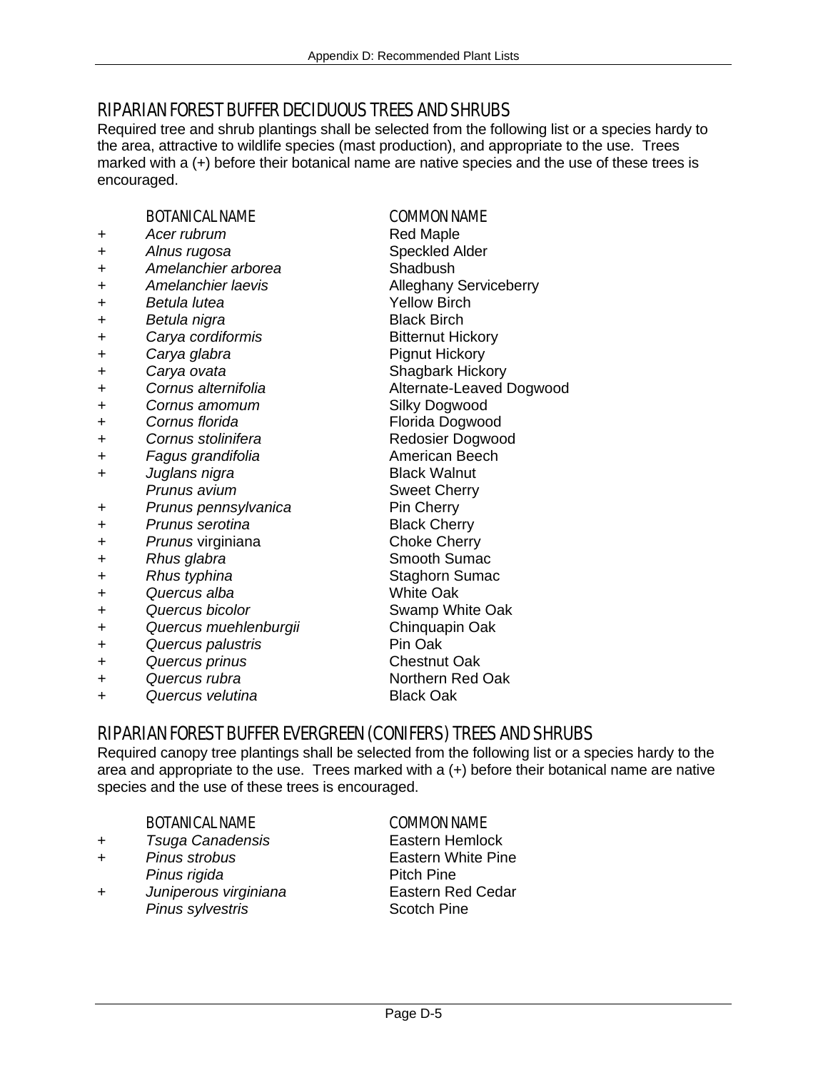## RIPARIAN FOREST BUFFER DECIDUOUS TREES AND SHRUBS

Required tree and shrub plantings shall be selected from the following list or a species hardy to the area, attractive to wildlife species (mast production), and appropriate to the use. Trees marked with a (+) before their botanical name are native species and the use of these trees is encouraged.

| | BOTANICAL NAME | COMMON NAME |
|---|---|---|
| + | *Acer rubrum* | Red Maple |
| + | *Alnus rugosa* | Speckled Alder |
| + | *Amelanchier arborea* | Shadbush |
| + | *Amelanchier laevis* | Alleghany Serviceberry |
| + | *Betula lutea* | Yellow Birch |
| + | *Betula nigra* | Black Birch |
| + | *Carya cordiformis* | Bitternut Hickory |
| + | *Carya glabra* | Pignut Hickory |
| + | *Carya ovata* | Shagbark Hickory |
| + | *Cornus alternifolia* | Alternate-Leaved Dogwood |
| + | *Cornus amomum* | Silky Dogwood |
| + | *Cornus florida* | Florida Dogwood |
| + | *Cornus stolinifera* | Redosier Dogwood |
| + | *Fagus grandifolia* | American Beech |
| + | *Juglans nigra* | Black Walnut |
| | *Prunus avium* | Sweet Cherry |
| + | *Prunus pennsylvanica* | Pin Cherry |
| + | *Prunus serotina* | Black Cherry |
| + | *Prunus* virginiana | Choke Cherry |
| + | *Rhus glabra* | Smooth Sumac |
| + | *Rhus typhina* | Staghorn Sumac |
| + | *Quercus alba* | White Oak |
| + | *Quercus bicolor* | Swamp White Oak |
| + | *Quercus muehlenburgii* | Chinquapin Oak |
| + | *Quercus palustris* | Pin Oak |
| + | *Quercus prinus* | Chestnut Oak |
| + | *Quercus rubra* | Northern Red Oak |
| + | *Quercus velutina* | Black Oak |

## RIPARIAN FOREST BUFFER EVERGREEN (CONIFERS) TREES AND SHRUBS

Required canopy tree plantings shall be selected from the following list or a species hardy to the area and appropriate to the use. Trees marked with a (+) before their botanical name are native species and the use of these trees is encouraged.

| | BOTANICAL NAME | COMMON NAME |
|---|---|---|
| + | *Tsuga Canadensis* | Eastern Hemlock |
| + | *Pinus strobus* | Eastern White Pine |
| | *Pinus rigida* | Pitch Pine |
| + | *Juniperous virginiana* | Eastern Red Cedar |
| | *Pinus sylvestris* | Scotch Pine |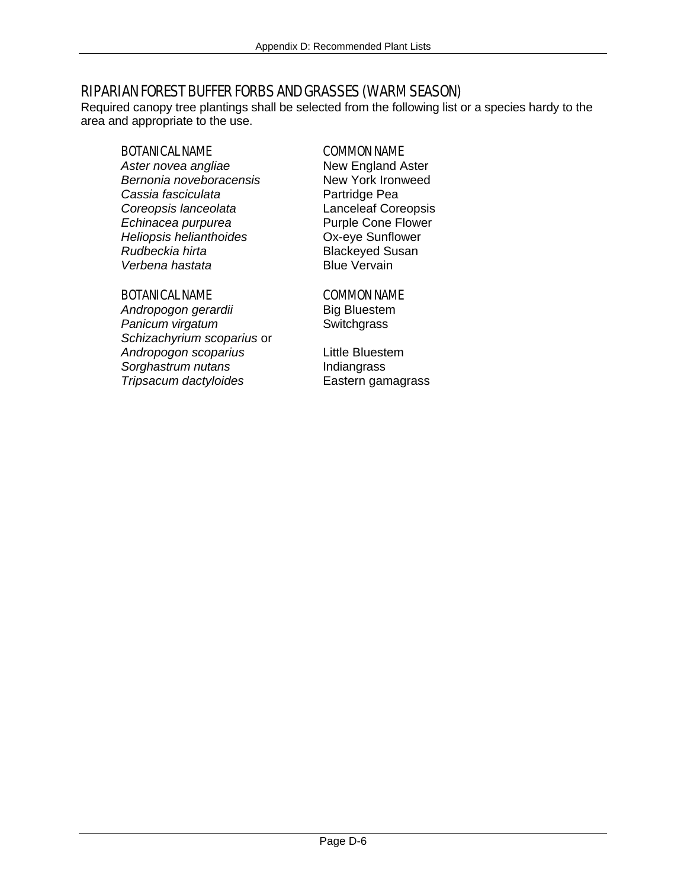## RIPARIAN FOREST BUFFER FORBS AND GRASSES (WARM SEASON)

Required canopy tree plantings shall be selected from the following list or a species hardy to the area and appropriate to the use.

| BOTANICAL NAME | COMMON NAME |
|---|---|
| *Aster novea angliae* | New England Aster |
| *Bernonia noveboracensis* | New York Ironweed |
| *Cassia fasciculata* | Partridge Pea |
| *Coreopsis lanceolata* | Lanceleaf Coreopsis |
| *Echinacea purpurea* | Purple Cone Flower |
| *Heliopsis helianthoides* | Ox-eye Sunflower |
| *Rudbeckia hirta* | Blackeyed Susan |
| *Verbena hastata* | Blue Vervain |

| BOTANICAL NAME | COMMON NAME |
|---|---|
| *Andropogon gerardii* | Big Bluestem |
| *Panicum virgatum* | Switchgrass |
| *Schizachyrium scoparius* or *Andropogon scoparius* | Little Bluestem |
| *Sorghastrum nutans* | Indiangrass |
| *Tripsacum dactyloides* | Eastern gamagrass |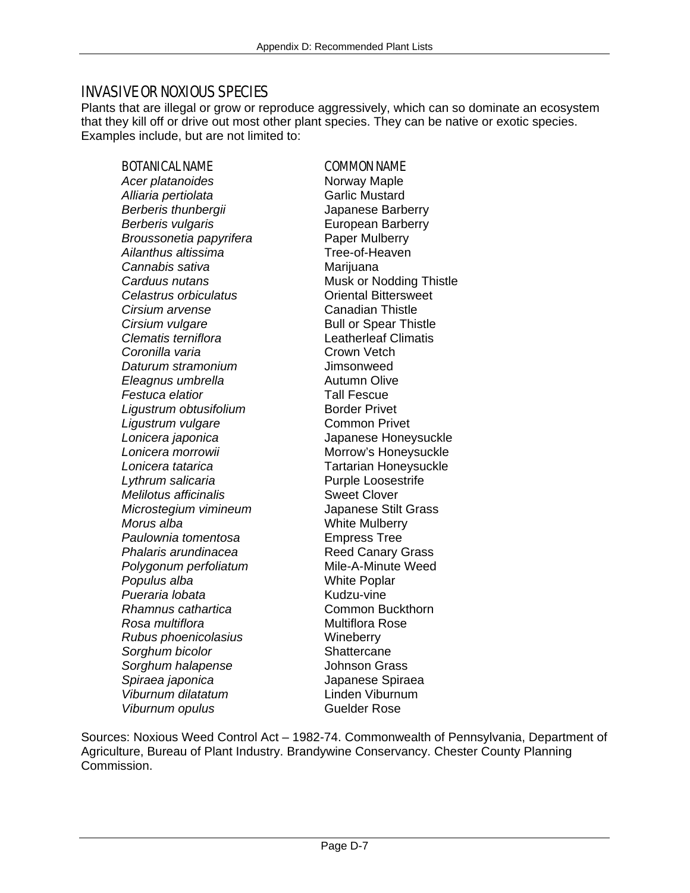## INVASIVE OR NOXIOUS SPECIES

Plants that are illegal or grow or reproduce aggressively, which can so dominate an ecosystem that they kill off or drive out most other plant species. They can be native or exotic species. Examples include, but are not limited to:

| BOTANICAL NAME | COMMON NAME |
|---|---|
| *Acer platanoides* | Norway Maple |
| *Alliaria pertiolata* | Garlic Mustard |
| *Berberis thunbergii* | Japanese Barberry |
| *Berberis vulgaris* | European Barberry |
| *Broussonetia papyrifera* | Paper Mulberry |
| *Ailanthus altissima* | Tree-of-Heaven |
| *Cannabis sativa* | Marijuana |
| *Carduus nutans* | Musk or Nodding Thistle |
| *Celastrus orbiculatus* | Oriental Bittersweet |
| *Cirsium arvense* | Canadian Thistle |
| *Cirsium vulgare* | Bull or Spear Thistle |
| *Clematis terniflora* | Leatherleaf Climatis |
| *Coronilla varia* | Crown Vetch |
| *Daturum stramonium* | Jimsonweed |
| *Eleagnus umbrella* | Autumn Olive |
| *Festuca elatior* | Tall Fescue |
| *Ligustrum obtusifolium* | Border Privet |
| *Ligustrum vulgare* | Common Privet |
| *Lonicera japonica* | Japanese Honeysuckle |
| *Lonicera morrowii* | Morrow's Honeysuckle |
| *Lonicera tatarica* | Tartarian Honeysuckle |
| *Lythrum salicaria* | Purple Loosestrife |
| *Melilotus afficinalis* | Sweet Clover |
| *Microstegium vimineum* | Japanese Stilt Grass |
| *Morus alba* | White Mulberry |
| *Paulownia tomentosa* | Empress Tree |
| *Phalaris arundinacea* | Reed Canary Grass |
| *Polygonum perfoliatum* | Mile-A-Minute Weed |
| *Populus alba* | White Poplar |
| *Pueraria lobata* | Kudzu-vine |
| *Rhamnus cathartica* | Common Buckthorn |
| *Rosa multiflora* | Multiflora Rose |
| *Rubus phoenicolasius* | Wineberry |
| *Sorghum bicolor* | Shattercane |
| *Sorghum halapense* | Johnson Grass |
| *Spiraea japonica* | Japanese Spiraea |
| *Viburnum dilatatum* | Linden Viburnum |
| *Viburnum opulus* | Guelder Rose |

Sources: Noxious Weed Control Act – 1982-74. Commonwealth of Pennsylvania, Department of Agriculture, Bureau of Plant Industry. Brandywine Conservancy. Chester County Planning Commission.